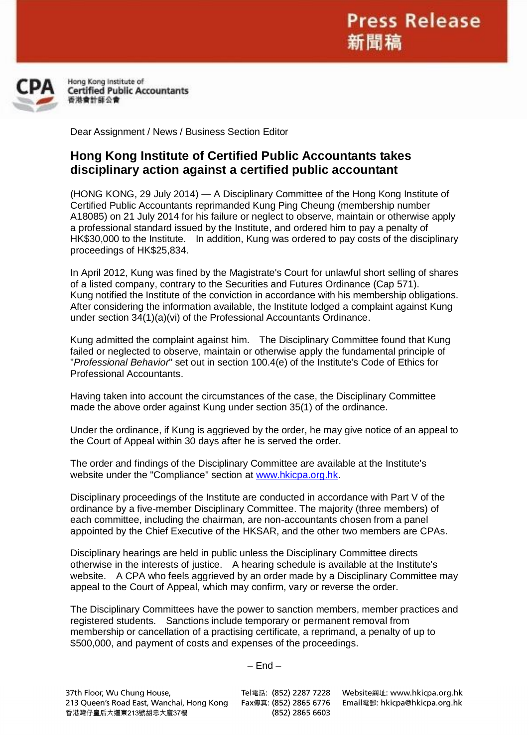Press Release
新聞稿

Hong Kong Institute of Certified Public Accountants
香港會計師公會

Dear Assignment / News / Business Section Editor

## Hong Kong Institute of Certified Public Accountants takes disciplinary action against a certified public accountant

(HONG KONG, 29 July 2014) — A Disciplinary Committee of the Hong Kong Institute of Certified Public Accountants reprimanded Kung Ping Cheung (membership number A18085) on 21 July 2014 for his failure or neglect to observe, maintain or otherwise apply a professional standard issued by the Institute, and ordered him to pay a penalty of HK$30,000 to the Institute. In addition, Kung was ordered to pay costs of the disciplinary proceedings of HK$25,834.

In April 2012, Kung was fined by the Magistrate's Court for unlawful short selling of shares of a listed company, contrary to the Securities and Futures Ordinance (Cap 571). Kung notified the Institute of the conviction in accordance with his membership obligations. After considering the information available, the Institute lodged a complaint against Kung under section 34(1)(a)(vi) of the Professional Accountants Ordinance.

Kung admitted the complaint against him. The Disciplinary Committee found that Kung failed or neglected to observe, maintain or otherwise apply the fundamental principle of "*Professional Behavior*" set out in section 100.4(e) of the Institute's Code of Ethics for Professional Accountants.

Having taken into account the circumstances of the case, the Disciplinary Committee made the above order against Kung under section 35(1) of the ordinance.

Under the ordinance, if Kung is aggrieved by the order, he may give notice of an appeal to the Court of Appeal within 30 days after he is served the order.

The order and findings of the Disciplinary Committee are available at the Institute's website under the "Compliance" section at www.hkicpa.org.hk.

Disciplinary proceedings of the Institute are conducted in accordance with Part V of the ordinance by a five-member Disciplinary Committee. The majority (three members) of each committee, including the chairman, are non-accountants chosen from a panel appointed by the Chief Executive of the HKSAR, and the other two members are CPAs.

Disciplinary hearings are held in public unless the Disciplinary Committee directs otherwise in the interests of justice. A hearing schedule is available at the Institute's website. A CPA who feels aggrieved by an order made by a Disciplinary Committee may appeal to the Court of Appeal, which may confirm, vary or reverse the order.

The Disciplinary Committees have the power to sanction members, member practices and registered students. Sanctions include temporary or permanent removal from membership or cancellation of a practising certificate, a reprimand, a penalty of up to $500,000, and payment of costs and expenses of the proceedings.

– End –

37th Floor, Wu Chung House, 213 Queen's Road East, Wanchai, Hong Kong
香港灣仔皇后大道東213號胡忠大廈37樓

Tel電話: (852) 2287 7228
Fax傳真: (852) 2865 6776
(852) 2865 6603

Website網址: www.hkicpa.org.hk
Email電郵: hkicpa@hkicpa.org.hk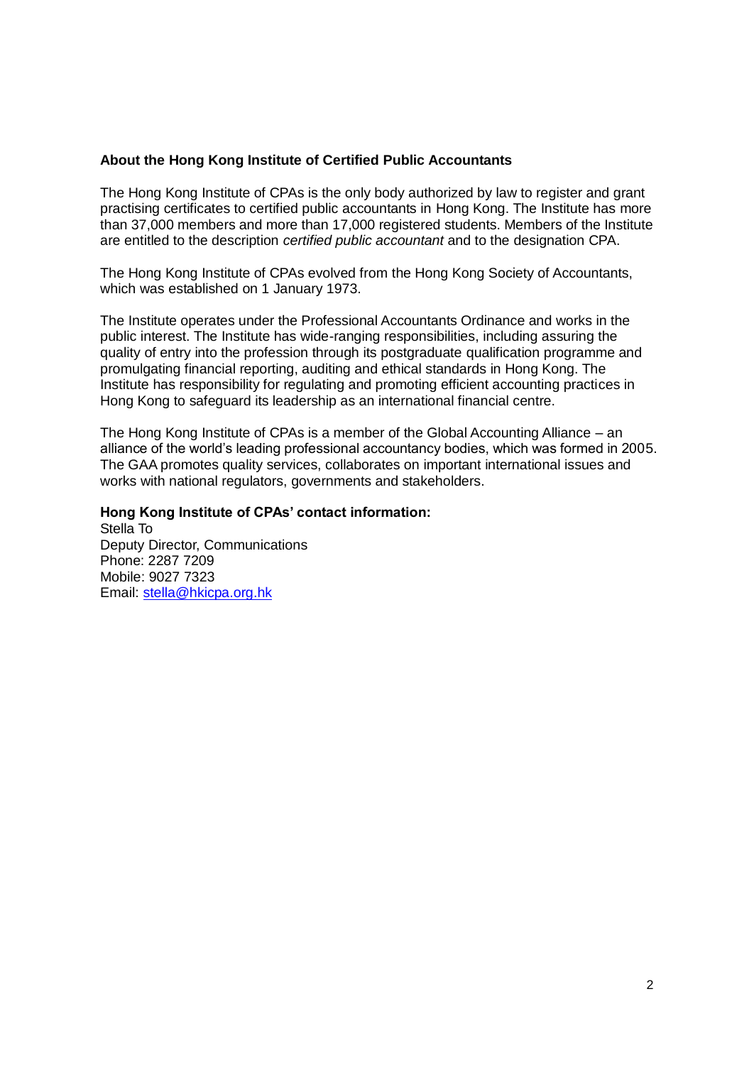**About the Hong Kong Institute of Certified Public Accountants**

The Hong Kong Institute of CPAs is the only body authorized by law to register and grant practising certificates to certified public accountants in Hong Kong. The Institute has more than 37,000 members and more than 17,000 registered students. Members of the Institute are entitled to the description *certified public accountant* and to the designation CPA.

The Hong Kong Institute of CPAs evolved from the Hong Kong Society of Accountants, which was established on 1 January 1973.

The Institute operates under the Professional Accountants Ordinance and works in the public interest. The Institute has wide-ranging responsibilities, including assuring the quality of entry into the profession through its postgraduate qualification programme and promulgating financial reporting, auditing and ethical standards in Hong Kong. The Institute has responsibility for regulating and promoting efficient accounting practices in Hong Kong to safeguard its leadership as an international financial centre.

The Hong Kong Institute of CPAs is a member of the Global Accounting Alliance – an alliance of the world's leading professional accountancy bodies, which was formed in 2005. The GAA promotes quality services, collaborates on important international issues and works with national regulators, governments and stakeholders.

**Hong Kong Institute of CPAs' contact information:**
Stella To
Deputy Director, Communications
Phone: 2287 7209
Mobile: 9027 7323
Email: stella@hkicpa.org.hk